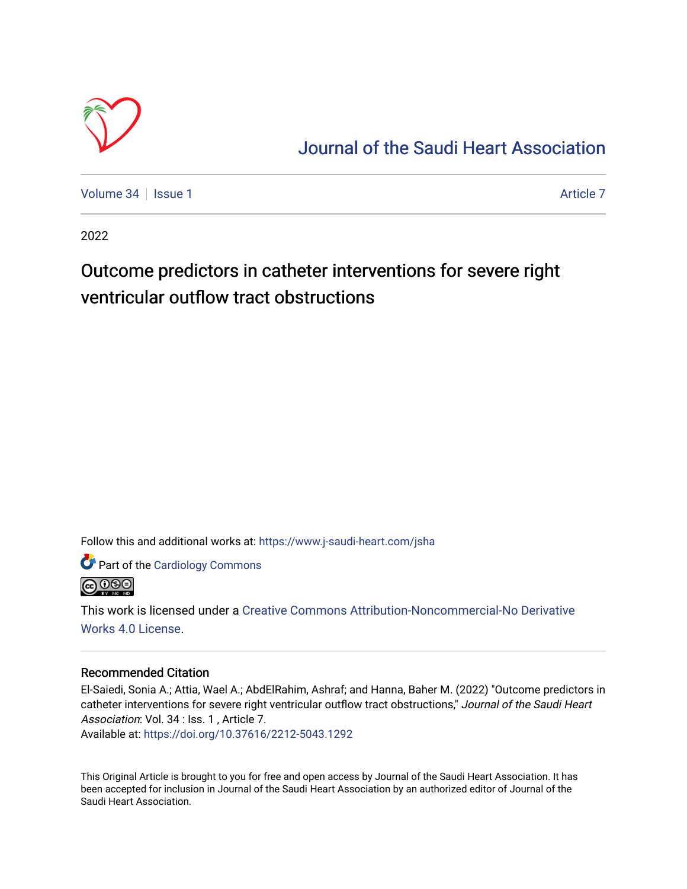# Journal of the Saudi Heart Association

Volume 34 | Issue 1 Article 7

2022

## Outcome predictors in catheter interventions for severe right ventricular outflow tract obstructions

Follow this and additional works at: https://www.j-saudi-heart.com/jsha

Part of the Cardiology Commons

This work is licensed under a Creative Commons Attribution-Noncommercial-No Derivative Works 4.0 License.

### Recommended Citation

El-Saiedi, Sonia A.; Attia, Wael A.; AbdElRahim, Ashraf; and Hanna, Baher M. (2022) "Outcome predictors in catheter interventions for severe right ventricular outflow tract obstructions," *Journal of the Saudi Heart Association*: Vol. 34 : Iss. 1 , Article 7.
Available at: https://doi.org/10.37616/2212-5043.1292

This Original Article is brought to you for free and open access by Journal of the Saudi Heart Association. It has been accepted for inclusion in Journal of the Saudi Heart Association by an authorized editor of Journal of the Saudi Heart Association.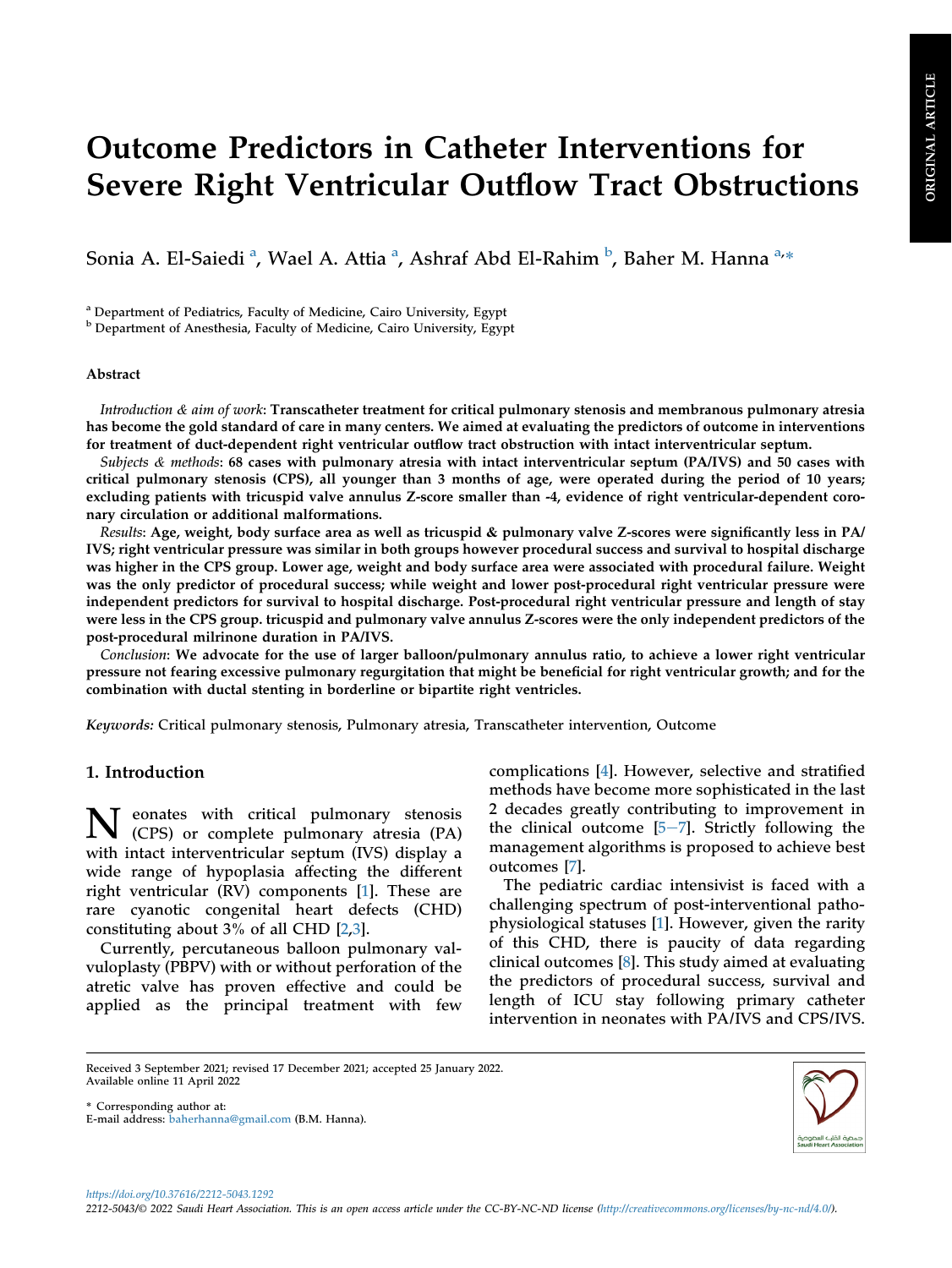# Outcome Predictors in Catheter Interventions for Severe Right Ventricular Outflow Tract Obstructions

Sonia A. El-Saiedi [a], Wael A. Attia [a], Ashraf Abd El-Rahim [b], Baher M. Hanna [a,*]

[a] Department of Pediatrics, Faculty of Medicine, Cairo University, Egypt
[b] Department of Anesthesia, Faculty of Medicine, Cairo University, Egypt

### Abstract

*Introduction & aim of work*: **Transcatheter treatment for critical pulmonary stenosis and membranous pulmonary atresia has become the gold standard of care in many centers. We aimed at evaluating the predictors of outcome in interventions for treatment of duct-dependent right ventricular outflow tract obstruction with intact interventricular septum.**

*Subjects & methods*: **68 cases with pulmonary atresia with intact interventricular septum (PA/IVS) and 50 cases with critical pulmonary stenosis (CPS), all younger than 3 months of age, were operated during the period of 10 years; excluding patients with tricuspid valve annulus Z-score smaller than -4, evidence of right ventricular-dependent coronary circulation or additional malformations.**

*Results*: **Age, weight, body surface area as well as tricuspid & pulmonary valve Z-scores were significantly less in PA/IVS; right ventricular pressure was similar in both groups however procedural success and survival to hospital discharge was higher in the CPS group. Lower age, weight and body surface area were associated with procedural failure. Weight was the only predictor of procedural success; while weight and lower post-procedural right ventricular pressure were independent predictors for survival to hospital discharge. Post-procedural right ventricular pressure and length of stay were less in the CPS group. tricuspid and pulmonary valve annulus Z-scores were the only independent predictors of the post-procedural milrinone duration in PA/IVS.**

*Conclusion*: **We advocate for the use of larger balloon/pulmonary annulus ratio, to achieve a lower right ventricular pressure not fearing excessive pulmonary regurgitation that might be beneficial for right ventricular growth; and for the combination with ductal stenting in borderline or bipartite right ventricles.**

*Keywords:* Critical pulmonary stenosis, Pulmonary atresia, Transcatheter intervention, Outcome

## 1. Introduction

Neonates with critical pulmonary stenosis (CPS) or complete pulmonary atresia (PA) with intact interventricular septum (IVS) display a wide range of hypoplasia affecting the different right ventricular (RV) components [1]. These are rare cyanotic congenital heart defects (CHD) constituting about 3% of all CHD [2,3].

Currently, percutaneous balloon pulmonary valvuloplasty (PBPV) with or without perforation of the atretic valve has proven effective and could be applied as the principal treatment with few complications [4]. However, selective and stratified methods have become more sophisticated in the last 2 decades greatly contributing to improvement in the clinical outcome [5–7]. Strictly following the management algorithms is proposed to achieve best outcomes [7].

The pediatric cardiac intensivist is faced with a challenging spectrum of post-interventional pathophysiological statuses [1]. However, given the rarity of this CHD, there is paucity of data regarding clinical outcomes [8]. This study aimed at evaluating the predictors of procedural success, survival and length of ICU stay following primary catheter intervention in neonates with PA/IVS and CPS/IVS.

Received 3 September 2021; revised 17 December 2021; accepted 25 January 2022.
Available online 11 April 2022

\* Corresponding author at:
E-mail address: baherhanna@gmail.com (B.M. Hanna).

https://doi.org/10.37616/2212-5043.1292
2212-5043/© 2022 Saudi Heart Association. This is an open access article under the CC-BY-NC-ND license (http://creativecommons.org/licenses/by-nc-nd/4.0/).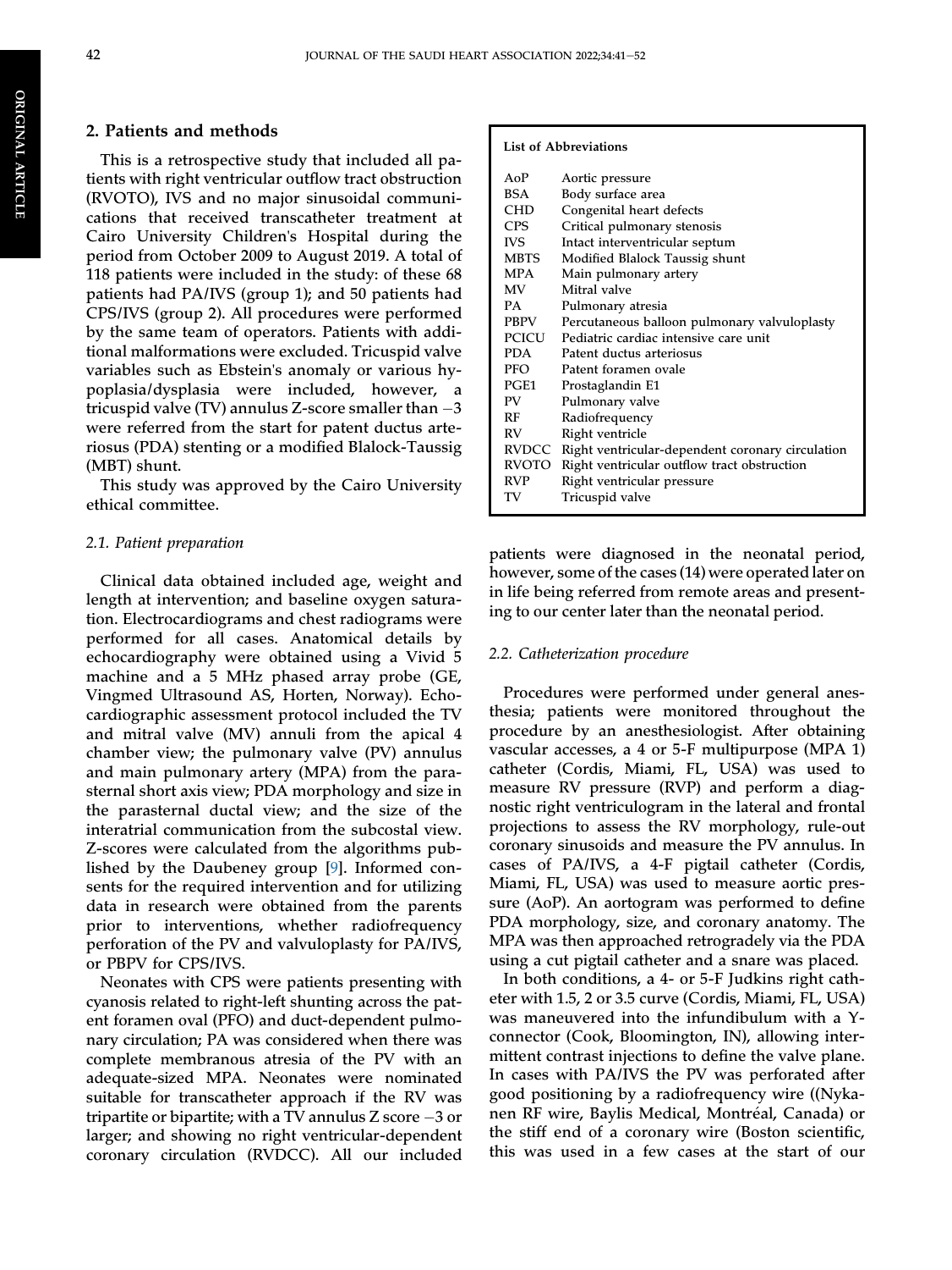## 2. Patients and methods

This is a retrospective study that included all patients with right ventricular outflow tract obstruction (RVOTO), IVS and no major sinusoidal communications that received transcatheter treatment at Cairo University Children's Hospital during the period from October 2009 to August 2019. A total of 118 patients were included in the study: of these 68 patients had PA/IVS (group 1); and 50 patients had CPS/IVS (group 2). All procedures were performed by the same team of operators. Patients with additional malformations were excluded. Tricuspid valve variables such as Ebstein's anomaly or various hypoplasia/dysplasia were included, however, a tricuspid valve (TV) annulus Z-score smaller than −3 were referred from the start for patent ductus arteriosus (PDA) stenting or a modified Blalock-Taussig (MBT) shunt.

This study was approved by the Cairo University ethical committee.

| List of Abbreviations | |
|---|---|
| AoP | Aortic pressure |
| BSA | Body surface area |
| CHD | Congenital heart defects |
| CPS | Critical pulmonary stenosis |
| IVS | Intact interventricular septum |
| MBTS | Modified Blalock Taussig shunt |
| MPA | Main pulmonary artery |
| MV | Mitral valve |
| PA | Pulmonary atresia |
| PBPV | Percutaneous balloon pulmonary valvuloplasty |
| PCICU | Pediatric cardiac intensive care unit |
| PDA | Patent ductus arteriosus |
| PFO | Patent foramen ovale |
| PGE1 | Prostaglandin E1 |
| PV | Pulmonary valve |
| RF | Radiofrequency |
| RV | Right ventricle |
| RVDCC | Right ventricular-dependent coronary circulation |
| RVOTO | Right ventricular outflow tract obstruction |
| RVP | Right ventricular pressure |
| TV | Tricuspid valve |

### *2.1. Patient preparation*

Clinical data obtained included age, weight and length at intervention; and baseline oxygen saturation. Electrocardiograms and chest radiograms were performed for all cases. Anatomical details by echocardiography were obtained using a Vivid 5 machine and a 5 MHz phased array probe (GE, Vingmed Ultrasound AS, Horten, Norway). Echocardiographic assessment protocol included the TV and mitral valve (MV) annuli from the apical 4 chamber view; the pulmonary valve (PV) annulus and main pulmonary artery (MPA) from the parasternal short axis view; PDA morphology and size in the parasternal ductal view; and the size of the interatrial communication from the subcostal view. Z-scores were calculated from the algorithms published by the Daubeney group [9]. Informed consents for the required intervention and for utilizing data in research were obtained from the parents prior to interventions, whether radiofrequency perforation of the PV and valvuloplasty for PA/IVS, or PBPV for CPS/IVS.

Neonates with CPS were patients presenting with cyanosis related to right-left shunting across the patent foramen oval (PFO) and duct-dependent pulmonary circulation; PA was considered when there was complete membranous atresia of the PV with an adequate-sized MPA. Neonates were nominated suitable for transcatheter approach if the RV was tripartite or bipartite; with a TV annulus Z score −3 or larger; and showing no right ventricular-dependent coronary circulation (RVDCC). All our included patients were diagnosed in the neonatal period, however, some of the cases (14) were operated later on in life being referred from remote areas and presenting to our center later than the neonatal period.

### *2.2. Catheterization procedure*

Procedures were performed under general anesthesia; patients were monitored throughout the procedure by an anesthesiologist. After obtaining vascular accesses, a 4 or 5-F multipurpose (MPA 1) catheter (Cordis, Miami, FL, USA) was used to measure RV pressure (RVP) and perform a diagnostic right ventriculogram in the lateral and frontal projections to assess the RV morphology, rule-out coronary sinusoids and measure the PV annulus. In cases of PA/IVS, a 4-F pigtail catheter (Cordis, Miami, FL, USA) was used to measure aortic pressure (AoP). An aortogram was performed to define PDA morphology, size, and coronary anatomy. The MPA was then approached retrogradely via the PDA using a cut pigtail catheter and a snare was placed.

In both conditions, a 4- or 5-F Judkins right catheter with 1.5, 2 or 3.5 curve (Cordis, Miami, FL, USA) was maneuvered into the infundibulum with a Y-connector (Cook, Bloomington, IN), allowing intermittent contrast injections to define the valve plane. In cases with PA/IVS the PV was perforated after good positioning by a radiofrequency wire ((Nykanen RF wire, Baylis Medical, Montréal, Canada) or the stiff end of a coronary wire (Boston scientific, this was used in a few cases at the start of our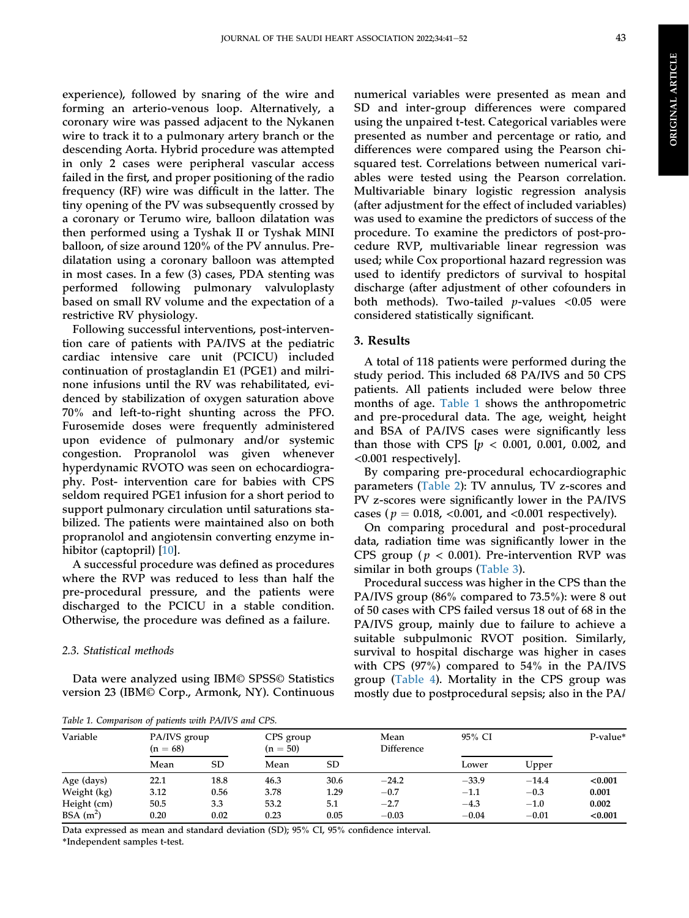experience), followed by snaring of the wire and forming an arterio-venous loop. Alternatively, a coronary wire was passed adjacent to the Nykanen wire to track it to a pulmonary artery branch or the descending Aorta. Hybrid procedure was attempted in only 2 cases were peripheral vascular access failed in the first, and proper positioning of the radio frequency (RF) wire was difficult in the latter. The tiny opening of the PV was subsequently crossed by a coronary or Terumo wire, balloon dilatation was then performed using a Tyshak II or Tyshak MINI balloon, of size around 120% of the PV annulus. Predilatation using a coronary balloon was attempted in most cases. In a few (3) cases, PDA stenting was performed following pulmonary valvuloplasty based on small RV volume and the expectation of a restrictive RV physiology.

Following successful interventions, post-intervention care of patients with PA/IVS at the pediatric cardiac intensive care unit (PCICU) included continuation of prostaglandin E1 (PGE1) and milrinone infusions until the RV was rehabilitated, evidenced by stabilization of oxygen saturation above 70% and left-to-right shunting across the PFO. Furosemide doses were frequently administered upon evidence of pulmonary and/or systemic congestion. Propranolol was given whenever hyperdynamic RVOTO was seen on echocardiography. Post- intervention care for babies with CPS seldom required PGE1 infusion for a short period to support pulmonary circulation until saturations stabilized. The patients were maintained also on both propranolol and angiotensin converting enzyme inhibitor (captopril) [10].

A successful procedure was defined as procedures where the RVP was reduced to less than half the pre-procedural pressure, and the patients were discharged to the PCICU in a stable condition. Otherwise, the procedure was defined as a failure.

### 2.3. Statistical methods

Data were analyzed using IBM© SPSS© Statistics version 23 (IBM© Corp., Armonk, NY). Continuous numerical variables were presented as mean and SD and inter-group differences were compared using the unpaired t-test. Categorical variables were presented as number and percentage or ratio, and differences were compared using the Pearson chi-squared test. Correlations between numerical variables were tested using the Pearson correlation. Multivariable binary logistic regression analysis (after adjustment for the effect of included variables) was used to examine the predictors of success of the procedure. To examine the predictors of post-procedure RVP, multivariable linear regression was used; while Cox proportional hazard regression was used to identify predictors of survival to hospital discharge (after adjustment of other cofounders in both methods). Two-tailed $p$-values <0.05 were considered statistically significant.

## 3. Results

A total of 118 patients were performed during the study period. This included 68 PA/IVS and 50 CPS patients. All patients included were below three months of age. Table 1 shows the anthropometric and pre-procedural data. The age, weight, height and BSA of PA/IVS cases were significantly less than those with CPS [$p < 0.001$, 0.001, 0.002, and <0.001 respectively].

By comparing pre-procedural echocardiographic parameters (Table 2): TV annulus, TV z-scores and PV z-scores were significantly lower in the PA/IVS cases ($p = 0.018$, <0.001, and <0.001 respectively).

On comparing procedural and post-procedural data, radiation time was significantly lower in the CPS group ($p < 0.001$). Pre-intervention RVP was similar in both groups (Table 3).

Procedural success was higher in the CPS than the PA/IVS group (86% compared to 73.5%): were 8 out of 50 cases with CPS failed versus 18 out of 68 in the PA/IVS group, mainly due to failure to achieve a suitable subpulmonic RVOT position. Similarly, survival to hospital discharge was higher in cases with CPS (97%) compared to 54% in the PA/IVS group (Table 4). Mortality in the CPS group was mostly due to postprocedural sepsis; also in the PA/

*Table 1. Comparison of patients with PA/IVS and CPS.*

| Variable | PA/IVS group (n = 68) | | CPS group (n = 50) | | Mean Difference | 95% CI | | P-value* |
|---|---|---|---|---|---|---|---|---|
| | Mean | SD | Mean | SD | | Lower | Upper | |
| Age (days) | 22.1 | 18.8 | 46.3 | 30.6 | −24.2 | −33.9 | −14.4 | **<0.001** |
| Weight (kg) | 3.12 | 0.56 | 3.78 | 1.29 | −0.7 | −1.1 | −0.3 | **0.001** |
| Height (cm) | 50.5 | 3.3 | 53.2 | 5.1 | −2.7 | −4.3 | −1.0 | **0.002** |
| BSA ($m^2$) | 0.20 | 0.02 | 0.23 | 0.05 | −0.03 | −0.04 | −0.01 | **<0.001** |

Data expressed as mean and standard deviation (SD); 95% CI, 95% confidence interval.
*Independent samples t-test.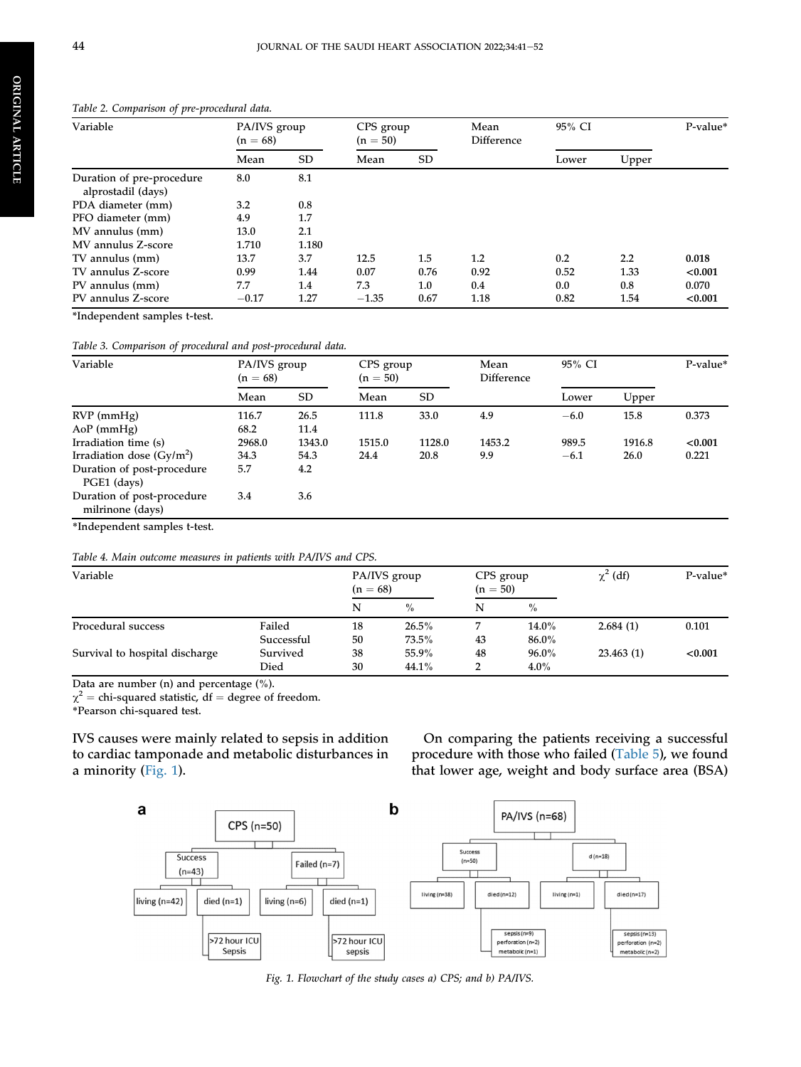Table 2. Comparison of pre-procedural data.

| Variable | PA/IVS group (n = 68) | | CPS group (n = 50) | | Mean Difference | 95% CI | | P-value* |
|---|---|---|---|---|---|---|---|---|
| | Mean | SD | Mean | SD | | Lower | Upper | |
| Duration of pre-procedure alprostadil (days) | 8.0 | 8.1 | | | | | | |
| PDA diameter (mm) | 3.2 | 0.8 | | | | | | |
| PFO diameter (mm) | 4.9 | 1.7 | | | | | | |
| MV annulus (mm) | 13.0 | 2.1 | | | | | | |
| MV annulus Z-score | 1.710 | 1.180 | | | | | | |
| TV annulus (mm) | 13.7 | 3.7 | 12.5 | 1.5 | 1.2 | 0.2 | 2.2 | **0.018** |
| TV annulus Z-score | 0.99 | 1.44 | 0.07 | 0.76 | 0.92 | 0.52 | 1.33 | **<0.001** |
| PV annulus (mm) | 7.7 | 1.4 | 7.3 | 1.0 | 0.4 | 0.0 | 0.8 | 0.070 |
| PV annulus Z-score | −0.17 | 1.27 | −1.35 | 0.67 | 1.18 | 0.82 | 1.54 | **<0.001** |

*Independent samples t-test.

Table 3. Comparison of procedural and post-procedural data.

| Variable | PA/IVS group (n = 68) | | CPS group (n = 50) | | Mean Difference | 95% CI | | P-value* |
|---|---|---|---|---|---|---|---|---|
| | Mean | SD | Mean | SD | | Lower | Upper | |
| RVP (mmHg) | 116.7 | 26.5 | 111.8 | 33.0 | 4.9 | −6.0 | 15.8 | 0.373 |
| AoP (mmHg) | 68.2 | 11.4 | | | | | | |
| Irradiation time (s) | 2968.0 | 1343.0 | 1515.0 | 1128.0 | 1453.2 | 989.5 | 1916.8 | **<0.001** |
| Irradiation dose (Gy/m$^2$) | 34.3 | 54.3 | 24.4 | 20.8 | 9.9 | −6.1 | 26.0 | 0.221 |
| Duration of post-procedure PGE1 (days) | 5.7 | 4.2 | | | | | | |
| Duration of post-procedure milrinone (days) | 3.4 | 3.6 | | | | | | |

*Independent samples t-test.

Table 4. Main outcome measures in patients with PA/IVS and CPS.

| Variable | | PA/IVS group (n = 68) | | CPS group (n = 50) | | $\chi^2$ (df) | P-value* |
|---|---|---|---|---|---|---|---|
| | | N | % | N | % | | |
| Procedural success | Failed | 18 | 26.5% | 7 | 14.0% | 2.684 (1) | 0.101 |
| | Successful | 50 | 73.5% | 43 | 86.0% | | |
| Survival to hospital discharge | Survived | 38 | 55.9% | 48 | 96.0% | 23.463 (1) | **<0.001** |
| | Died | 30 | 44.1% | 2 | 4.0% | | |

Data are number (n) and percentage (%).
$\chi^2$ = chi-squared statistic, df = degree of freedom.
*Pearson chi-squared test.

IVS causes were mainly related to sepsis in addition to cardiac tamponade and metabolic disturbances in a minority (Fig. 1).

On comparing the patients receiving a successful procedure with those who failed (Table 5), we found that lower age, weight and body surface area (BSA)

a: CPS (n=50) → Success (n=43): living (n=42), died (n=1) [>72 hour ICU, Sepsis]; Failed (n=7): living (n=6), died (n=1) [>72 hour ICU, sepsis]

b: PA/IVS (n=68) → Success (n=50): living (n=38), died (n=12) [sepsis (n=9), perforation (n=2), metabolic (n=1)]; d (n=18): living (n=1), died (n=17) [sepsis (n=13), perforation (n=2), metabolic (n=2)]

Fig. 1. Flowchart of the study cases a) CPS; and b) PA/IVS.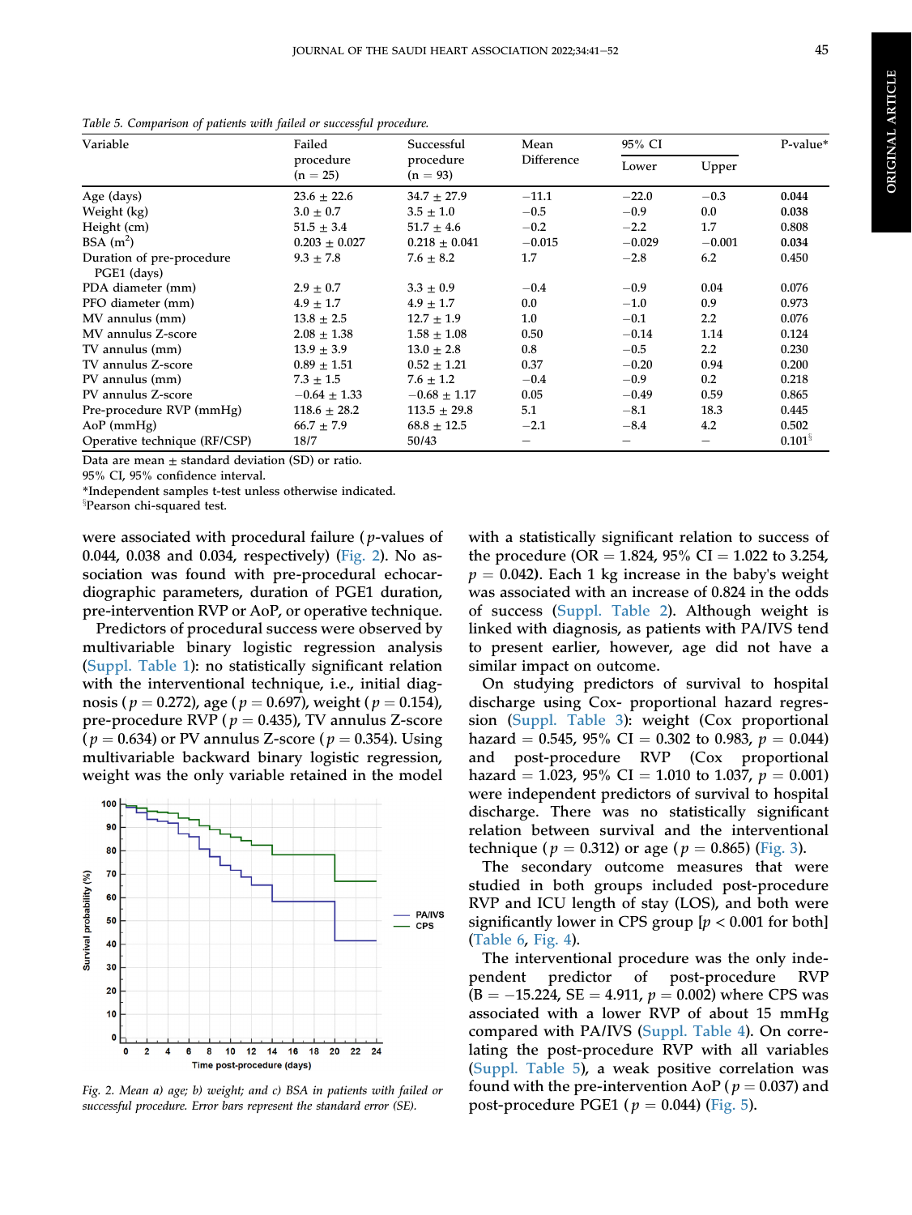Table 5. Comparison of patients with failed or successful procedure.

| Variable | Failed procedure (n = 25) | Successful procedure (n = 93) | Mean Difference | 95% CI | | P-value* |
|---|---|---|---|---|---|---|
| | | | | Lower | Upper | |
| Age (days) | 23.6 ± 22.6 | 34.7 ± 27.9 | −11.1 | −22.0 | −0.3 | **0.044** |
| Weight (kg) | 3.0 ± 0.7 | 3.5 ± 1.0 | −0.5 | −0.9 | 0.0 | **0.038** |
| Height (cm) | 51.5 ± 3.4 | 51.7 ± 4.6 | −0.2 | −2.2 | 1.7 | 0.808 |
| BSA ($m^2$) | 0.203 ± 0.027 | 0.218 ± 0.041 | −0.015 | −0.029 | −0.001 | **0.034** |
| Duration of pre-procedure PGE1 (days) | 9.3 ± 7.8 | 7.6 ± 8.2 | 1.7 | −2.8 | 6.2 | 0.450 |
| PDA diameter (mm) | 2.9 ± 0.7 | 3.3 ± 0.9 | −0.4 | −0.9 | 0.04 | 0.076 |
| PFO diameter (mm) | 4.9 ± 1.7 | 4.9 ± 1.7 | 0.0 | −1.0 | 0.9 | 0.973 |
| MV annulus (mm) | 13.8 ± 2.5 | 12.7 ± 1.9 | 1.0 | −0.1 | 2.2 | 0.076 |
| MV annulus Z-score | 2.08 ± 1.38 | 1.58 ± 1.08 | 0.50 | −0.14 | 1.14 | 0.124 |
| TV annulus (mm) | 13.9 ± 3.9 | 13.0 ± 2.8 | 0.8 | −0.5 | 2.2 | 0.230 |
| TV annulus Z-score | 0.89 ± 1.51 | 0.52 ± 1.21 | 0.37 | −0.20 | 0.94 | 0.200 |
| PV annulus (mm) | 7.3 ± 1.5 | 7.6 ± 1.2 | −0.4 | −0.9 | 0.2 | 0.218 |
| PV annulus Z-score | −0.64 ± 1.33 | −0.68 ± 1.17 | 0.05 | −0.49 | 0.59 | 0.865 |
| Pre-procedure RVP (mmHg) | 118.6 ± 28.2 | 113.5 ± 29.8 | 5.1 | −8.1 | 18.3 | 0.445 |
| AoP (mmHg) | 66.7 ± 7.9 | 68.8 ± 12.5 | −2.1 | −8.4 | 4.2 | 0.502 |
| Operative technique (RF/CSP) | 18/7 | 50/43 | – | – | – | 0.101[§] |

Data are mean ± standard deviation (SD) or ratio.
95% CI, 95% confidence interval.
*Independent samples t-test unless otherwise indicated.
[§]Pearson chi-squared test.

were associated with procedural failure ($p$-values of 0.044, 0.038 and 0.034, respectively) (Fig. 2). No association was found with pre-procedural echocardiographic parameters, duration of PGE1 duration, pre-intervention RVP or AoP, or operative technique.

Predictors of procedural success were observed by multivariable binary logistic regression analysis (Suppl. Table 1): no statistically significant relation with the interventional technique, i.e., initial diagnosis ($p = 0.272$), age ($p = 0.697$), weight ($p = 0.154$), pre-procedure RVP ($p = 0.435$), TV annulus Z-score ($p = 0.634$) or PV annulus Z-score ($p = 0.354$). Using multivariable backward binary logistic regression, weight was the only variable retained in the model with a statistically significant relation to success of the procedure (OR = 1.824, 95% CI = 1.022 to 3.254, $p = 0.042$). Each 1 kg increase in the baby's weight was associated with an increase of 0.824 in the odds of success (Suppl. Table 2). Although weight is linked with diagnosis, as patients with PA/IVS tend to present earlier, however, age did not have a similar impact on outcome.

Fig. 2. Mean a) age; b) weight; and c) BSA in patients with failed or successful procedure. Error bars represent the standard error (SE).

On studying predictors of survival to hospital discharge using Cox- proportional hazard regression (Suppl. Table 3): weight (Cox proportional hazard = 0.545, 95% CI = 0.302 to 0.983, $p = 0.044$) and post-procedure RVP (Cox proportional hazard = 1.023, 95% CI = 1.010 to 1.037, $p = 0.001$) were independent predictors of survival to hospital discharge. There was no statistically significant relation between survival and the interventional technique ($p = 0.312$) or age ($p = 0.865$) (Fig. 3).

The secondary outcome measures that were studied in both groups included post-procedure RVP and ICU length of stay (LOS), and both were significantly lower in CPS group [$p < 0.001$ for both] (Table 6, Fig. 4).

The interventional procedure was the only independent predictor of post-procedure RVP (B = −15.224, SE = 4.911, $p = 0.002$) where CPS was associated with a lower RVP of about 15 mmHg compared with PA/IVS (Suppl. Table 4). On correlating the post-procedure RVP with all variables (Suppl. Table 5), a weak positive correlation was found with the pre-intervention AoP ($p = 0.037$) and post-procedure PGE1 ($p = 0.044$) (Fig. 5).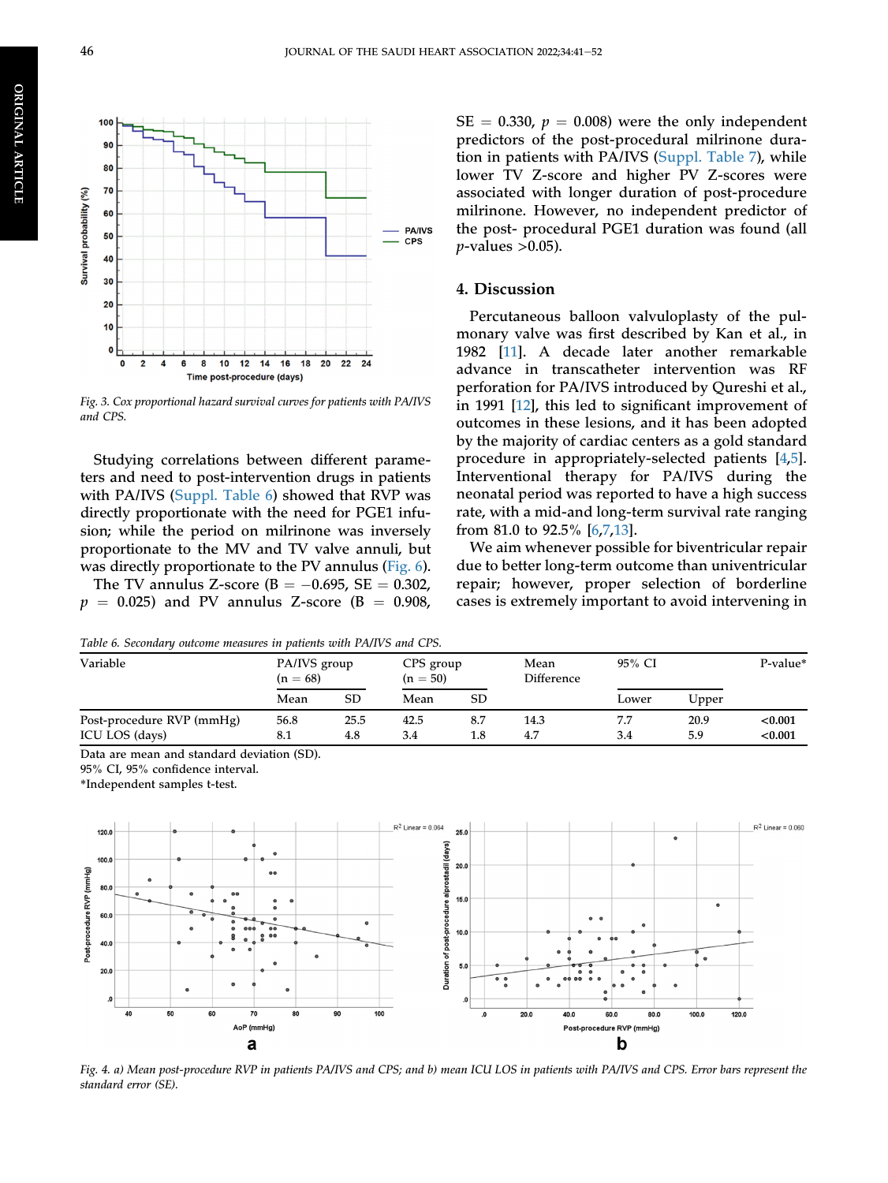Fig. 3. Cox proportional hazard survival curves for patients with PA/IVS and CPS.

Studying correlations between different parameters and need to post-intervention drugs in patients with PA/IVS (Suppl. Table 6) showed that RVP was directly proportionate with the need for PGE1 infusion; while the period on milrinone was inversely proportionate to the MV and TV valve annuli, but was directly proportionate to the PV annulus (Fig. 6).

The TV annulus Z-score ($B = -0.695$, $SE = 0.302$, $p = 0.025$) and PV annulus Z-score ($B = 0.908$, $SE = 0.330$, $p = 0.008$) were the only independent predictors of the post-procedural milrinone duration in patients with PA/IVS (Suppl. Table 7), while lower TV Z-score and higher PV Z-scores were associated with longer duration of post-procedure milrinone. However, no independent predictor of the post- procedural PGE1 duration was found (all $p$-values >0.05).

## 4. Discussion

Percutaneous balloon valvuloplasty of the pulmonary valve was first described by Kan et al., in 1982 [11]. A decade later another remarkable advance in transcatheter intervention was RF perforation for PA/IVS introduced by Qureshi et al., in 1991 [12], this led to significant improvement of outcomes in these lesions, and it has been adopted by the majority of cardiac centers as a gold standard procedure in appropriately-selected patients [4,5]. Interventional therapy for PA/IVS during the neonatal period was reported to have a high success rate, with a mid-and long-term survival rate ranging from 81.0 to 92.5% [6,7,13].

We aim whenever possible for biventricular repair due to better long-term outcome than univentricular repair; however, proper selection of borderline cases is extremely important to avoid intervening in

Table 6. Secondary outcome measures in patients with PA/IVS and CPS.

| Variable | PA/IVS group (n = 68) | | CPS group (n = 50) | | Mean Difference | 95% CI | | P-value* |
|---|---|---|---|---|---|---|---|---|
| | Mean | SD | Mean | SD | | Lower | Upper | |
| Post-procedure RVP (mmHg) | 56.8 | 25.5 | 42.5 | 8.7 | 14.3 | 7.7 | 20.9 | <0.001 |
| ICU LOS (days) | 8.1 | 4.8 | 3.4 | 1.8 | 4.7 | 3.4 | 5.9 | <0.001 |

Data are mean and standard deviation (SD).
95% CI, 95% confidence interval.
*Independent samples t-test.

Fig. 4. a) Mean post-procedure RVP in patients PA/IVS and CPS; and b) mean ICU LOS in patients with PA/IVS and CPS. Error bars represent the standard error (SE).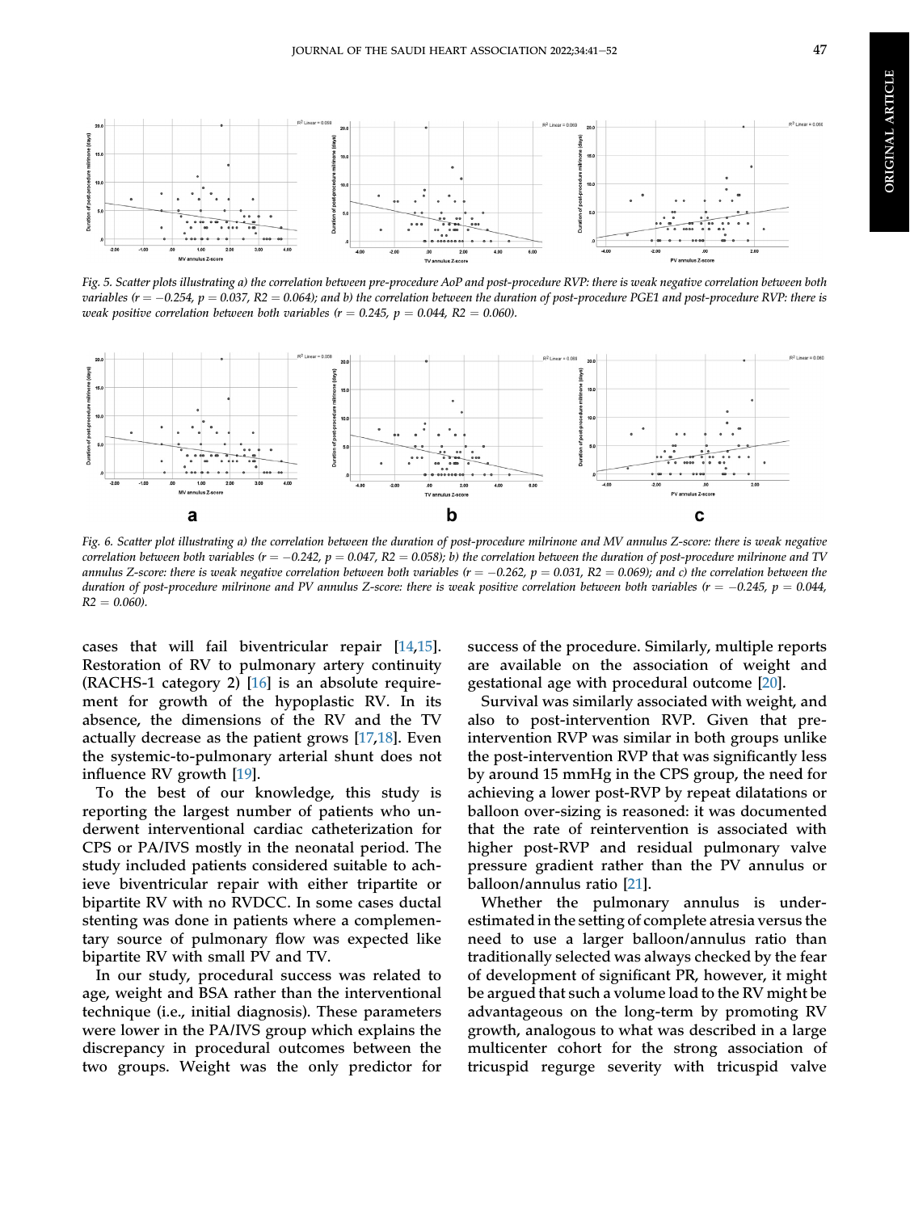*Fig. 5. Scatter plots illustrating a) the correlation between pre-procedure AoP and post-procedure RVP: there is weak negative correlation between both variables ($r = -0.254$, $p = 0.037$, $R2 = 0.064$); and b) the correlation between the duration of post-procedure PGE1 and post-procedure RVP: there is weak positive correlation between both variables ($r = 0.245$, $p = 0.044$, $R2 = 0.060$).*

*Fig. 6. Scatter plot illustrating a) the correlation between the duration of post-procedure milrinone and MV annulus Z-score: there is weak negative correlation between both variables ($r = -0.242$, $p = 0.047$, $R2 = 0.058$); b) the correlation between the duration of post-procedure milrinone and TV annulus Z-score: there is weak negative correlation between both variables ($r = -0.262$, $p = 0.031$, $R2 = 0.069$); and c) the correlation between the duration of post-procedure milrinone and PV annulus Z-score: there is weak positive correlation between both variables ($r = -0.245$, $p = 0.044$, $R2 = 0.060$).*

cases that will fail biventricular repair [14,15]. Restoration of RV to pulmonary artery continuity (RACHS-1 category 2) [16] is an absolute requirement for growth of the hypoplastic RV. In its absence, the dimensions of the RV and the TV actually decrease as the patient grows [17,18]. Even the systemic-to-pulmonary arterial shunt does not influence RV growth [19].

To the best of our knowledge, this study is reporting the largest number of patients who underwent interventional cardiac catheterization for CPS or PA/IVS mostly in the neonatal period. The study included patients considered suitable to achieve biventricular repair with either tripartite or bipartite RV with no RVDCC. In some cases ductal stenting was done in patients where a complementary source of pulmonary flow was expected like bipartite RV with small PV and TV.

In our study, procedural success was related to age, weight and BSA rather than the interventional technique (i.e., initial diagnosis). These parameters were lower in the PA/IVS group which explains the discrepancy in procedural outcomes between the two groups. Weight was the only predictor for success of the procedure. Similarly, multiple reports are available on the association of weight and gestational age with procedural outcome [20].

Survival was similarly associated with weight, and also to post-intervention RVP. Given that pre-intervention RVP was similar in both groups unlike the post-intervention RVP that was significantly less by around 15 mmHg in the CPS group, the need for achieving a lower post-RVP by repeat dilatations or balloon over-sizing is reasoned: it was documented that the rate of reintervention is associated with higher post-RVP and residual pulmonary valve pressure gradient rather than the PV annulus or balloon/annulus ratio [21].

Whether the pulmonary annulus is underestimated in the setting of complete atresia versus the need to use a larger balloon/annulus ratio than traditionally selected was always checked by the fear of development of significant PR, however, it might be argued that such a volume load to the RV might be advantageous on the long-term by promoting RV growth, analogous to what was described in a large multicenter cohort for the strong association of tricuspid regurge severity with tricuspid valve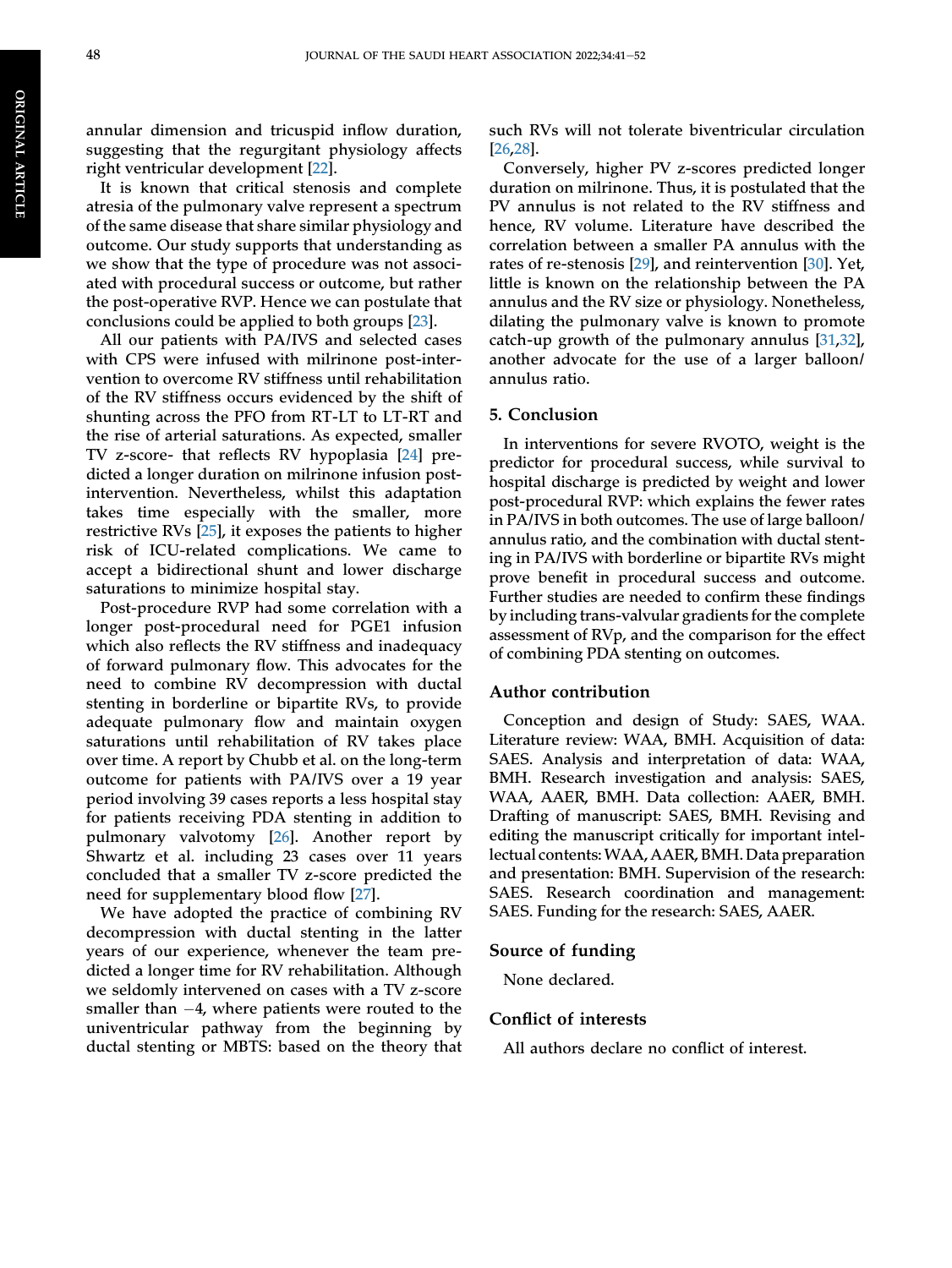annular dimension and tricuspid inflow duration, suggesting that the regurgitant physiology affects right ventricular development [22].

It is known that critical stenosis and complete atresia of the pulmonary valve represent a spectrum of the same disease that share similar physiology and outcome. Our study supports that understanding as we show that the type of procedure was not associated with procedural success or outcome, but rather the post-operative RVP. Hence we can postulate that conclusions could be applied to both groups [23].

All our patients with PA/IVS and selected cases with CPS were infused with milrinone post-intervention to overcome RV stiffness until rehabilitation of the RV stiffness occurs evidenced by the shift of shunting across the PFO from RT-LT to LT-RT and the rise of arterial saturations. As expected, smaller TV z-score- that reflects RV hypoplasia [24] predicted a longer duration on milrinone infusion post-intervention. Nevertheless, whilst this adaptation takes time especially with the smaller, more restrictive RVs [25], it exposes the patients to higher risk of ICU-related complications. We came to accept a bidirectional shunt and lower discharge saturations to minimize hospital stay.

Post-procedure RVP had some correlation with a longer post-procedural need for PGE1 infusion which also reflects the RV stiffness and inadequacy of forward pulmonary flow. This advocates for the need to combine RV decompression with ductal stenting in borderline or bipartite RVs, to provide adequate pulmonary flow and maintain oxygen saturations until rehabilitation of RV takes place over time. A report by Chubb et al. on the long-term outcome for patients with PA/IVS over a 19 year period involving 39 cases reports a less hospital stay for patients receiving PDA stenting in addition to pulmonary valvotomy [26]. Another report by Shwartz et al. including 23 cases over 11 years concluded that a smaller TV z-score predicted the need for supplementary blood flow [27].

We have adopted the practice of combining RV decompression with ductal stenting in the latter years of our experience, whenever the team predicted a longer time for RV rehabilitation. Although we seldomly intervened on cases with a TV z-score smaller than −4, where patients were routed to the univentricular pathway from the beginning by ductal stenting or MBTS: based on the theory that such RVs will not tolerate biventricular circulation [26,28].

Conversely, higher PV z-scores predicted longer duration on milrinone. Thus, it is postulated that the PV annulus is not related to the RV stiffness and hence, RV volume. Literature have described the correlation between a smaller PA annulus with the rates of re-stenosis [29], and reintervention [30]. Yet, little is known on the relationship between the PA annulus and the RV size or physiology. Nonetheless, dilating the pulmonary valve is known to promote catch-up growth of the pulmonary annulus [31,32], another advocate for the use of a larger balloon/annulus ratio.

## 5. Conclusion

In interventions for severe RVOTO, weight is the predictor for procedural success, while survival to hospital discharge is predicted by weight and lower post-procedural RVP: which explains the fewer rates in PA/IVS in both outcomes. The use of large balloon/annulus ratio, and the combination with ductal stenting in PA/IVS with borderline or bipartite RVs might prove benefit in procedural success and outcome. Further studies are needed to confirm these findings by including trans-valvular gradients for the complete assessment of RVp, and the comparison for the effect of combining PDA stenting on outcomes.

## Author contribution

Conception and design of Study: SAES, WAA. Literature review: WAA, BMH. Acquisition of data: SAES. Analysis and interpretation of data: WAA, BMH. Research investigation and analysis: SAES, WAA, AAER, BMH. Data collection: AAER, BMH. Drafting of manuscript: SAES, BMH. Revising and editing the manuscript critically for important intellectual contents: WAA, AAER, BMH. Data preparation and presentation: BMH. Supervision of the research: SAES. Research coordination and management: SAES. Funding for the research: SAES, AAER.

## Source of funding

None declared.

## Conflict of interests

All authors declare no conflict of interest.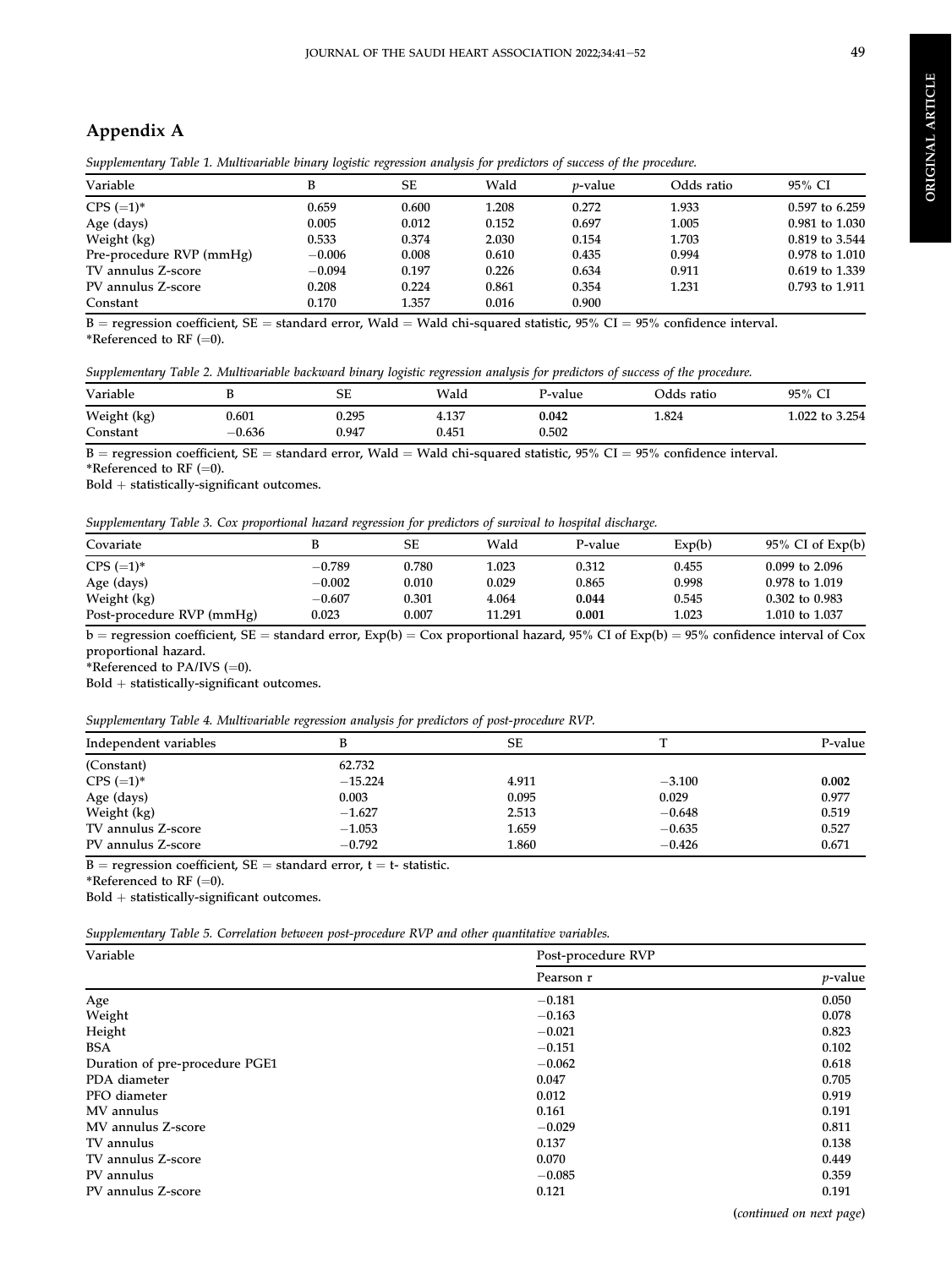## Appendix A

*Supplementary Table 1. Multivariable binary logistic regression analysis for predictors of success of the procedure.*

| Variable | B | SE | Wald | *p*-value | Odds ratio | 95% CI |
|---|---|---|---|---|---|---|
| CPS (=1)* | 0.659 | 0.600 | 1.208 | 0.272 | 1.933 | 0.597 to 6.259 |
| Age (days) | 0.005 | 0.012 | 0.152 | 0.697 | 1.005 | 0.981 to 1.030 |
| Weight (kg) | 0.533 | 0.374 | 2.030 | 0.154 | 1.703 | 0.819 to 3.544 |
| Pre-procedure RVP (mmHg) | −0.006 | 0.008 | 0.610 | 0.435 | 0.994 | 0.978 to 1.010 |
| TV annulus Z-score | −0.094 | 0.197 | 0.226 | 0.634 | 0.911 | 0.619 to 1.339 |
| PV annulus Z-score | 0.208 | 0.224 | 0.861 | 0.354 | 1.231 | 0.793 to 1.911 |
| Constant | 0.170 | 1.357 | 0.016 | 0.900 | | |

B = regression coefficient, SE = standard error, Wald = Wald chi-squared statistic, 95% CI = 95% confidence interval.
*Referenced to RF (=0).

*Supplementary Table 2. Multivariable backward binary logistic regression analysis for predictors of success of the procedure.*

| Variable | B | SE | Wald | P-value | Odds ratio | 95% CI |
|---|---|---|---|---|---|---|
| Weight (kg) | 0.601 | 0.295 | 4.137 | **0.042** | 1.824 | 1.022 to 3.254 |
| Constant | −0.636 | 0.947 | 0.451 | 0.502 | | |

B = regression coefficient, SE = standard error, Wald = Wald chi-squared statistic, 95% CI = 95% confidence interval.
*Referenced to RF (=0).
Bold + statistically-significant outcomes.

*Supplementary Table 3. Cox proportional hazard regression for predictors of survival to hospital discharge.*

| Covariate | B | SE | Wald | P-value | Exp(b) | 95% CI of Exp(b) |
|---|---|---|---|---|---|---|
| CPS (=1)* | −0.789 | 0.780 | 1.023 | 0.312 | 0.455 | 0.099 to 2.096 |
| Age (days) | −0.002 | 0.010 | 0.029 | 0.865 | 0.998 | 0.978 to 1.019 |
| Weight (kg) | −0.607 | 0.301 | 4.064 | **0.044** | 0.545 | 0.302 to 0.983 |
| Post-procedure RVP (mmHg) | 0.023 | 0.007 | 11.291 | **0.001** | 1.023 | 1.010 to 1.037 |

b = regression coefficient, SE = standard error, Exp(b) = Cox proportional hazard, 95% CI of Exp(b) = 95% confidence interval of Cox proportional hazard.
*Referenced to PA/IVS (=0).
Bold + statistically-significant outcomes.

*Supplementary Table 4. Multivariable regression analysis for predictors of post-procedure RVP.*

| Independent variables | B | SE | T | P-value |
|---|---|---|---|---|
| (Constant) | 62.732 | | | |
| CPS (=1)* | −15.224 | 4.911 | −3.100 | **0.002** |
| Age (days) | 0.003 | 0.095 | 0.029 | 0.977 |
| Weight (kg) | −1.627 | 2.513 | −0.648 | 0.519 |
| TV annulus Z-score | −1.053 | 1.659 | −0.635 | 0.527 |
| PV annulus Z-score | −0.792 | 1.860 | −0.426 | 0.671 |

B = regression coefficient, SE = standard error, t = t- statistic.
*Referenced to RF (=0).
Bold + statistically-significant outcomes.

*Supplementary Table 5. Correlation between post-procedure RVP and other quantitative variables.*

| Variable | Post-procedure RVP | |
|---|---|---|
| | Pearson r | *p*-value |
| Age | −0.181 | 0.050 |
| Weight | −0.163 | 0.078 |
| Height | −0.021 | 0.823 |
| BSA | −0.151 | 0.102 |
| Duration of pre-procedure PGE1 | −0.062 | 0.618 |
| PDA diameter | 0.047 | 0.705 |
| PFO diameter | 0.012 | 0.919 |
| MV annulus | 0.161 | 0.191 |
| MV annulus Z-score | −0.029 | 0.811 |
| TV annulus | 0.137 | 0.138 |
| TV annulus Z-score | 0.070 | 0.449 |
| PV annulus | −0.085 | 0.359 |
| PV annulus Z-score | 0.121 | 0.191 |

(*continued on next page*)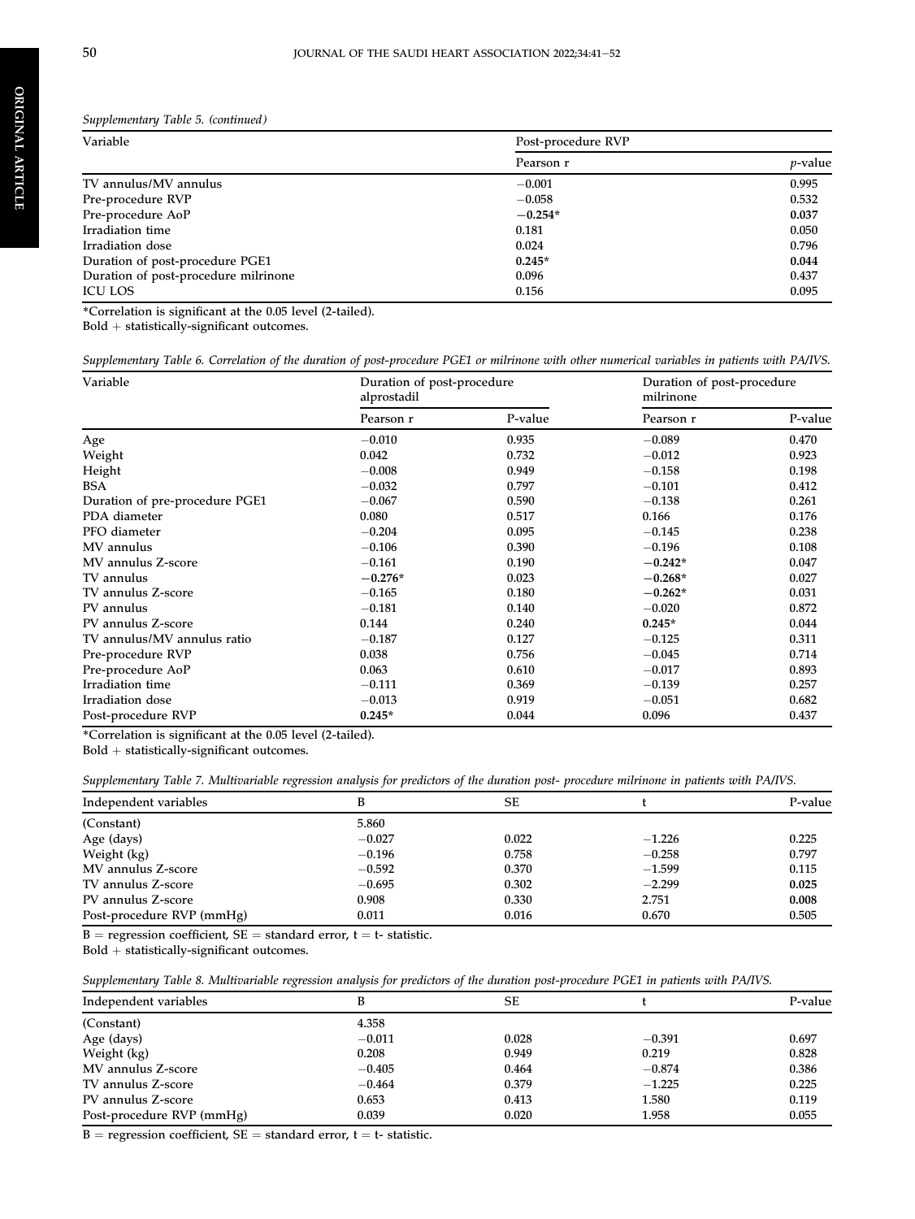*Supplementary Table 5. (continued)*

| Variable | Post-procedure RVP | |
|---|---|---|
| | Pearson r | *p*-value |
| TV annulus/MV annulus | −0.001 | 0.995 |
| Pre-procedure RVP | −0.058 | 0.532 |
| Pre-procedure AoP | **−0.254*** | **0.037** |
| Irradiation time | 0.181 | 0.050 |
| Irradiation dose | 0.024 | 0.796 |
| Duration of post-procedure PGE1 | **0.245*** | **0.044** |
| Duration of post-procedure milrinone | 0.096 | 0.437 |
| ICU LOS | 0.156 | 0.095 |

*Correlation is significant at the 0.05 level (2-tailed).
Bold + statistically-significant outcomes.

*Supplementary Table 6. Correlation of the duration of post-procedure PGE1 or milrinone with other numerical variables in patients with PA/IVS.*

| Variable | Duration of post-procedure alprostadil | | Duration of post-procedure milrinone | |
|---|---|---|---|---|
| | Pearson r | P-value | Pearson r | P-value |
| Age | −0.010 | 0.935 | −0.089 | 0.470 |
| Weight | 0.042 | 0.732 | −0.012 | 0.923 |
| Height | −0.008 | 0.949 | −0.158 | 0.198 |
| BSA | −0.032 | 0.797 | −0.101 | 0.412 |
| Duration of pre-procedure PGE1 | −0.067 | 0.590 | −0.138 | 0.261 |
| PDA diameter | 0.080 | 0.517 | 0.166 | 0.176 |
| PFO diameter | −0.204 | 0.095 | −0.145 | 0.238 |
| MV annulus | −0.106 | 0.390 | −0.196 | 0.108 |
| MV annulus Z-score | −0.161 | 0.190 | **−0.242*** | 0.047 |
| TV annulus | **−0.276*** | 0.023 | **−0.268*** | 0.027 |
| TV annulus Z-score | −0.165 | 0.180 | **−0.262*** | 0.031 |
| PV annulus | −0.181 | 0.140 | −0.020 | 0.872 |
| PV annulus Z-score | 0.144 | 0.240 | **0.245*** | 0.044 |
| TV annulus/MV annulus ratio | −0.187 | 0.127 | −0.125 | 0.311 |
| Pre-procedure RVP | 0.038 | 0.756 | −0.045 | 0.714 |
| Pre-procedure AoP | 0.063 | 0.610 | −0.017 | 0.893 |
| Irradiation time | −0.111 | 0.369 | −0.139 | 0.257 |
| Irradiation dose | −0.013 | 0.919 | −0.051 | 0.682 |
| Post-procedure RVP | **0.245*** | 0.044 | 0.096 | 0.437 |

*Correlation is significant at the 0.05 level (2-tailed).
Bold + statistically-significant outcomes.

*Supplementary Table 7. Multivariable regression analysis for predictors of the duration post- procedure milrinone in patients with PA/IVS.*

| Independent variables | B | SE | t | P-value |
|---|---|---|---|---|
| (Constant) | 5.860 | | | |
| Age (days) | −0.027 | 0.022 | −1.226 | 0.225 |
| Weight (kg) | −0.196 | 0.758 | −0.258 | 0.797 |
| MV annulus Z-score | −0.592 | 0.370 | −1.599 | 0.115 |
| TV annulus Z-score | −0.695 | 0.302 | −2.299 | **0.025** |
| PV annulus Z-score | 0.908 | 0.330 | 2.751 | **0.008** |
| Post-procedure RVP (mmHg) | 0.011 | 0.016 | 0.670 | 0.505 |

B = regression coefficient, SE = standard error, t = t- statistic.
Bold + statistically-significant outcomes.

*Supplementary Table 8. Multivariable regression analysis for predictors of the duration post-procedure PGE1 in patients with PA/IVS.*

| Independent variables | B | SE | t | P-value |
|---|---|---|---|---|
| (Constant) | 4.358 | | | |
| Age (days) | −0.011 | 0.028 | −0.391 | 0.697 |
| Weight (kg) | 0.208 | 0.949 | 0.219 | 0.828 |
| MV annulus Z-score | −0.405 | 0.464 | −0.874 | 0.386 |
| TV annulus Z-score | −0.464 | 0.379 | −1.225 | 0.225 |
| PV annulus Z-score | 0.653 | 0.413 | 1.580 | 0.119 |
| Post-procedure RVP (mmHg) | 0.039 | 0.020 | 1.958 | 0.055 |

B = regression coefficient, SE = standard error, t = t- statistic.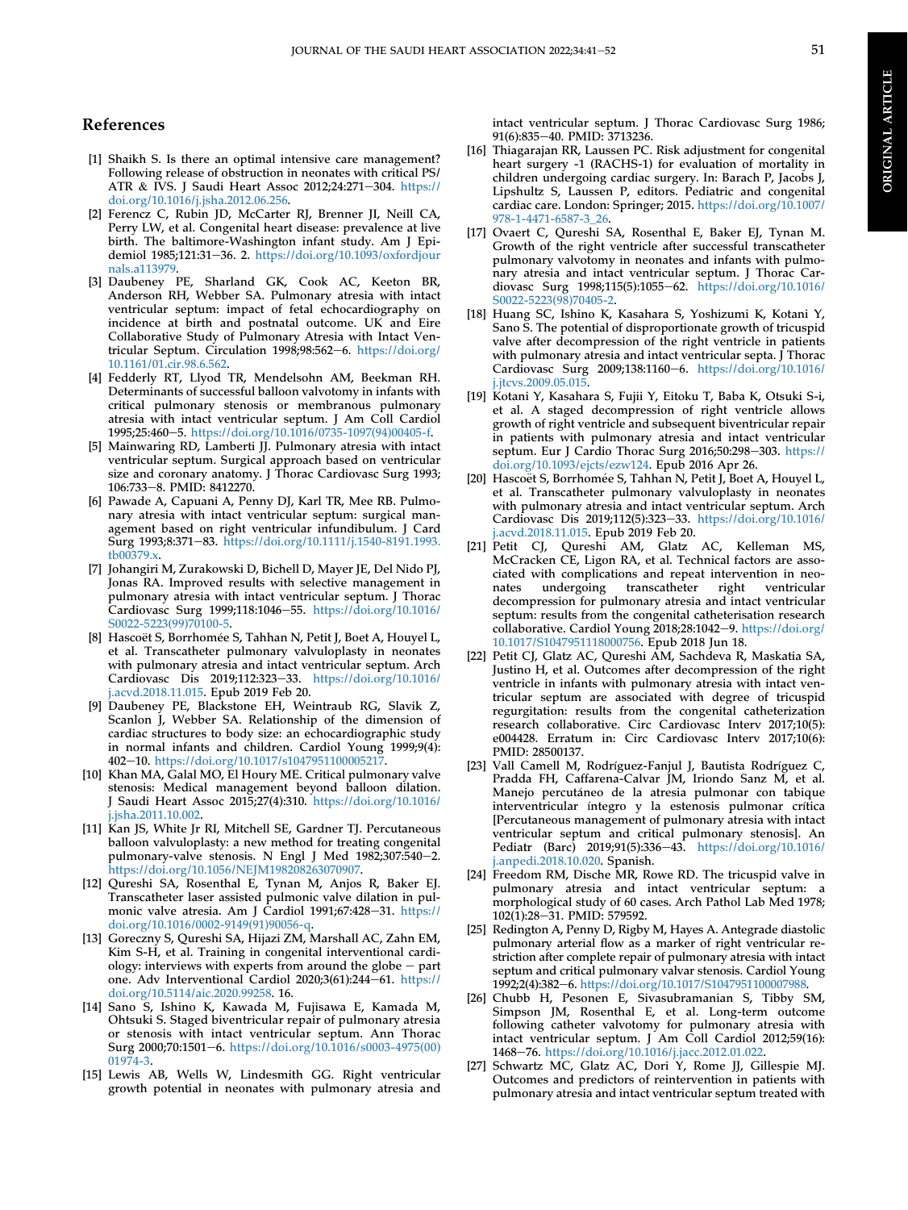## References

[1] Shaikh S. Is there an optimal intensive care management? Following release of obstruction in neonates with critical PS/ATR & IVS. J Saudi Heart Assoc 2012;24:271–304. https://doi.org/10.1016/j.jsha.2012.06.256.

[2] Ferencz C, Rubin JD, McCarter RJ, Brenner JI, Neill CA, Perry LW, et al. Congenital heart disease: prevalence at live birth. The baltimore-Washington infant study. Am J Epidemiol 1985;121:31–36. 2. https://doi.org/10.1093/oxfordjournals.a113979.

[3] Daubeney PE, Sharland GK, Cook AC, Keeton BR, Anderson RH, Webber SA. Pulmonary atresia with intact ventricular septum: impact of fetal echocardiography on incidence at birth and postnatal outcome. UK and Eire Collaborative Study of Pulmonary Atresia with Intact Ventricular Septum. Circulation 1998;98:562–6. https://doi.org/10.1161/01.cir.98.6.562.

[4] Fedderly RT, Llyod TR, Mendelsohn AM, Beekman RH. Determinants of successful balloon valvotomy in infants with critical pulmonary stenosis or membranous pulmonary atresia with intact ventricular septum. J Am Coll Cardiol 1995;25:460–5. https://doi.org/10.1016/0735-1097(94)00405-f.

[5] Mainwaring RD, Lamberti JJ. Pulmonary atresia with intact ventricular septum. Surgical approach based on ventricular size and coronary anatomy. J Thorac Cardiovasc Surg 1993; 106:733–8. PMID: 8412270.

[6] Pawade A, Capuani A, Penny DJ, Karl TR, Mee RB. Pulmonary atresia with intact ventricular septum: surgical management based on right ventricular infundibulum. J Card Surg 1993;8:371–83. https://doi.org/10.1111/j.1540-8191.1993.tb00379.x.

[7] Johangiri M, Zurakowski D, Bichell D, Mayer JE, Del Nido PJ, Jonas RA. Improved results with selective management in pulmonary atresia with intact ventricular septum. J Thorac Cardiovasc Surg 1999;118:1046–55. https://doi.org/10.1016/S0022-5223(99)70100-5.

[8] Hascoët S, Borrhomée S, Tahhan N, Petit J, Boet A, Houyel L, et al. Transcatheter pulmonary valvuloplasty in neonates with pulmonary atresia and intact ventricular septum. Arch Cardiovasc Dis 2019;112:323–33. https://doi.org/10.1016/j.acvd.2018.11.015. Epub 2019 Feb 20.

[9] Daubeney PE, Blackstone EH, Weintraub RG, Slavik Z, Scanlon J, Webber SA. Relationship of the dimension of cardiac structures to body size: an echocardiographic study in normal infants and children. Cardiol Young 1999;9(4): 402–10. https://doi.org/10.1017/s1047951100005217.

[10] Khan MA, Galal MO, El Houry ME. Critical pulmonary valve stenosis: Medical management beyond balloon dilation. J Saudi Heart Assoc 2015;27(4):310. https://doi.org/10.1016/j.jsha.2011.10.002.

[11] Kan JS, White Jr RI, Mitchell SE, Gardner TJ. Percutaneous balloon valvuloplasty: a new method for treating congenital pulmonary-valve stenosis. N Engl J Med 1982;307:540–2. https://doi.org/10.1056/NEJM198208263070907.

[12] Qureshi SA, Rosenthal E, Tynan M, Anjos R, Baker EJ. Transcatheter laser assisted pulmonic valve dilation in pulmonic valve atresia. Am J Cardiol 1991;67:428–31. https://doi.org/10.1016/0002-9149(91)90056-q.

[13] Goreczny S, Qureshi SA, Hijazi ZM, Marshall AC, Zahn EM, Kim S-H, et al. Training in congenital interventional cardiology: interviews with experts from around the globe – part one. Adv Interventional Cardiol 2020;3(61):244–61. https://doi.org/10.5114/aic.2020.99258. 16.

[14] Sano S, Ishino K, Kawada M, Fujisawa E, Kamada M, Ohtsuki S. Staged biventricular repair of pulmonary atresia or stenosis with intact ventricular septum. Ann Thorac Surg 2000;70:1501–6. https://doi.org/10.1016/s0003-4975(00)01974-3.

[15] Lewis AB, Wells W, Lindesmith GG. Right ventricular growth potential in neonates with pulmonary atresia and intact ventricular septum. J Thorac Cardiovasc Surg 1986; 91(6):835–40. PMID: 3713236.

[16] Thiagarajan RR, Laussen PC. Risk adjustment for congenital heart surgery -1 (RACHS-1) for evaluation of mortality in children undergoing cardiac surgery. In: Barach P, Jacobs J, Lipshultz S, Laussen P, editors. Pediatric and congenital cardiac care. London: Springer; 2015. https://doi.org/10.1007/978-1-4471-6587-3_26.

[17] Ovaert C, Qureshi SA, Rosenthal E, Baker EJ, Tynan M. Growth of the right ventricle after successful transcatheter pulmonary valvotomy in neonates and infants with pulmonary atresia and intact ventricular septum. J Thorac Cardiovasc Surg 1998;115(5):1055–62. https://doi.org/10.1016/S0022-5223(98)70405-2.

[18] Huang SC, Ishino K, Kasahara S, Yoshizumi K, Kotani Y, Sano S. The potential of disproportionate growth of tricuspid valve after decompression of the right ventricle in patients with pulmonary atresia and intact ventricular septa. J Thorac Cardiovasc Surg 2009;138:1160–6. https://doi.org/10.1016/j.jtcvs.2009.05.015.

[19] Kotani Y, Kasahara S, Fujii Y, Eitoku T, Baba K, Otsuki S-i, et al. A staged decompression of right ventricle allows growth of right ventricle and subsequent biventricular repair in patients with pulmonary atresia and intact ventricular septum. Eur J Cardio Thorac Surg 2016;50:298–303. https://doi.org/10.1093/ejcts/ezw124. Epub 2016 Apr 26.

[20] Hascoët S, Borrhomée S, Tahhan N, Petit J, Boet A, Houyel L, et al. Transcatheter pulmonary valvuloplasty in neonates with pulmonary atresia and intact ventricular septum. Arch Cardiovasc Dis 2019;112(5):323–33. https://doi.org/10.1016/j.acvd.2018.11.015. Epub 2019 Feb 20.

[21] Petit CJ, Qureshi AM, Glatz AC, Kelleman MS, McCracken CE, Ligon RA, et al. Technical factors are associated with complications and repeat intervention in neonates undergoing transcatheter right ventricular decompression for pulmonary atresia and intact ventricular septum: results from the congenital catheterisation research collaborative. Cardiol Young 2018;28:1042–9. https://doi.org/10.1017/S1047951118000756. Epub 2018 Jun 18.

[22] Petit CJ, Glatz AC, Qureshi AM, Sachdeva R, Maskatia SA, Justino H, et al. Outcomes after decompression of the right ventricle in infants with pulmonary atresia with intact ventricular septum are associated with degree of tricuspid regurgitation: results from the congenital catheterization research collaborative. Circ Cardiovasc Interv 2017;10(5): e004428. Erratum in: Circ Cardiovasc Interv 2017;10(6): PMID: 28500137.

[23] Vall Camell M, Rodríguez-Fanjul J, Bautista Rodríguez C, Pradda FH, Caffarena-Calvar JM, Iriondo Sanz M, et al. Manejo percutáneo de la atresia pulmonar con tabique interventricular íntegro y la estenosis pulmonar crítica [Percutaneous management of pulmonary atresia with intact ventricular septum and critical pulmonary stenosis]. An Pediatr (Barc) 2019;91(5):336–43. https://doi.org/10.1016/j.anpedi.2018.10.020. Spanish.

[24] Freedom RM, Dische MR, Rowe RD. The tricuspid valve in pulmonary atresia and intact ventricular septum: a morphological study of 60 cases. Arch Pathol Lab Med 1978; 102(1):28–31. PMID: 579592.

[25] Redington A, Penny D, Rigby M, Hayes A. Antegrade diastolic pulmonary arterial flow as a marker of right ventricular restriction after complete repair of pulmonary atresia with intact septum and critical pulmonary valvar stenosis. Cardiol Young 1992;2(4):382–6. https://doi.org/10.1017/S1047951100007988.

[26] Chubb H, Pesonen E, Sivasubramanian S, Tibby SM, Simpson JM, Rosenthal E, et al. Long-term outcome following catheter valvotomy for pulmonary atresia with intact ventricular septum. J Am Coll Cardiol 2012;59(16): 1468–76. https://doi.org/10.1016/j.jacc.2012.01.022.

[27] Schwartz MC, Glatz AC, Dori Y, Rome JJ, Gillespie MJ. Outcomes and predictors of reintervention in patients with pulmonary atresia and intact ventricular septum treated with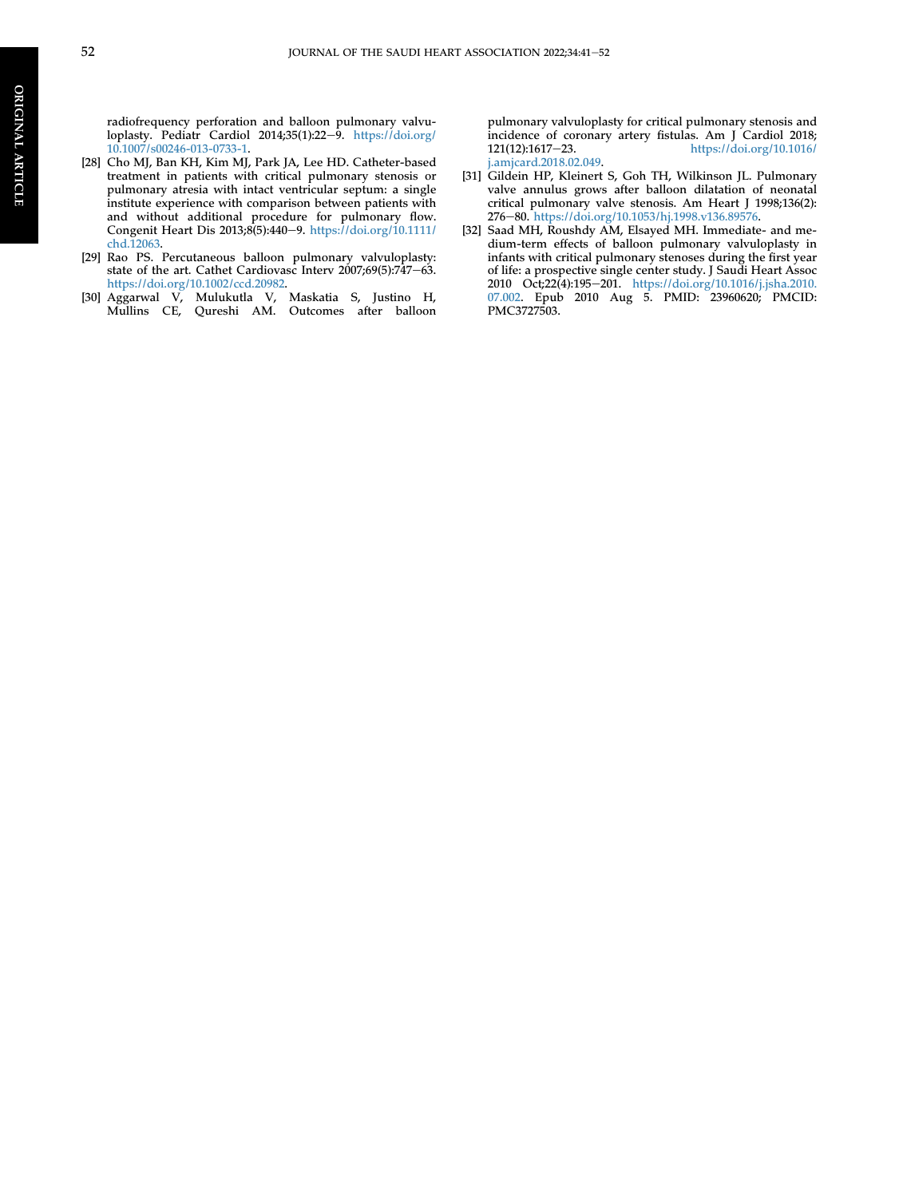radiofrequency perforation and balloon pulmonary valvuloplasty. Pediatr Cardiol 2014;35(1):22–9. https://doi.org/10.1007/s00246-013-0733-1.

[28] Cho MJ, Ban KH, Kim MJ, Park JA, Lee HD. Catheter-based treatment in patients with critical pulmonary stenosis or pulmonary atresia with intact ventricular septum: a single institute experience with comparison between patients with and without additional procedure for pulmonary flow. Congenit Heart Dis 2013;8(5):440–9. https://doi.org/10.1111/chd.12063.

[29] Rao PS. Percutaneous balloon pulmonary valvuloplasty: state of the art. Cathet Cardiovasc Interv 2007;69(5):747–63. https://doi.org/10.1002/ccd.20982.

[30] Aggarwal V, Mulukutla V, Maskatia S, Justino H, Mullins CE, Qureshi AM. Outcomes after balloon pulmonary valvuloplasty for critical pulmonary stenosis and incidence of coronary artery fistulas. Am J Cardiol 2018;121(12):1617–23. https://doi.org/10.1016/j.amjcard.2018.02.049.

[31] Gildein HP, Kleinert S, Goh TH, Wilkinson JL. Pulmonary valve annulus grows after balloon dilatation of neonatal critical pulmonary valve stenosis. Am Heart J 1998;136(2):276–80. https://doi.org/10.1053/hj.1998.v136.89576.

[32] Saad MH, Roushdy AM, Elsayed MH. Immediate- and medium-term effects of balloon pulmonary valvuloplasty in infants with critical pulmonary stenoses during the first year of life: a prospective single center study. J Saudi Heart Assoc 2010 Oct;22(4):195–201. https://doi.org/10.1016/j.jsha.2010.07.002. Epub 2010 Aug 5. PMID: 23960620; PMCID: PMC3727503.